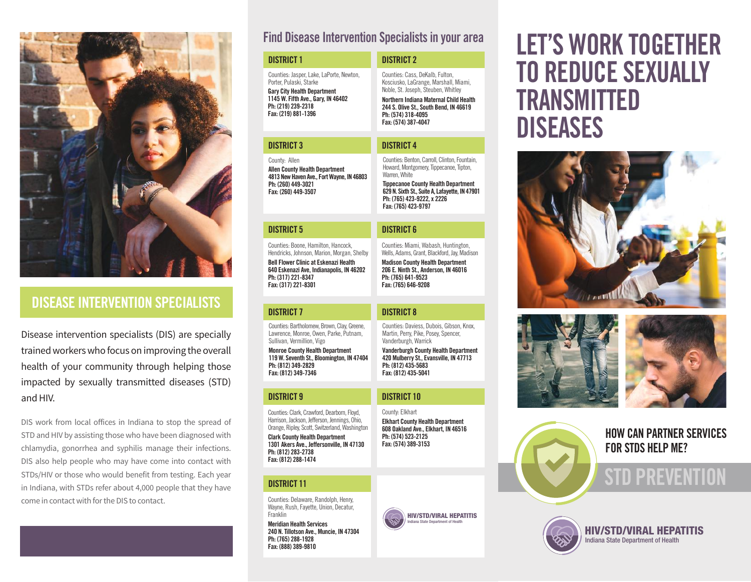# DISEASE INTERVENTION SPECIALISTS

Disease intervention specialists (DIS) are specially trained workers who focus on improving the overall health of your community through helping those impacted by sexually transmitted diseases (STD) and HIV.

DIS work from local offices in Indiana to stop the spread of STD and HIV by assisting those who have been diagnosed with chlamydia, gonorrhea and syphilis manage their infections. DIS also help people who may have come into contact with STDs/HIV or those who would benefit from testing. Each year in Indiana, with STDs refer about 4,000 people that they have come in contact with for the DIS to contact.

## Find Disease Intervention Specialists in your area

### DISTRICT 1

Counties: Jasper, Lake, LaPorte, Newton, Porter, Pulaski, Starke

**Gary City Health Department**
**1145 W. Fifth Ave., Gary, IN 46402**
**Ph: (219) 239-2318**
**Fax: (219) 881-1396**

### DISTRICT 2

Counties: Cass, DeKalb, Fulton, Kosciusko, LaGrange, Marshall, Miami, Noble, St. Joseph, Steuben, Whitley

**Northern Indiana Maternal Child Health**
**244 S. Olive St., South Bend, IN 46619**
**Ph: (574) 318-4095**
**Fax: (574) 387-4047**

### DISTRICT 3

County: Allen

**Allen County Health Department**
**4813 New Haven Ave., Fort Wayne, IN 46803**
**Ph: (260) 449-3021**
**Fax: (260) 449-3507**

### DISTRICT 4

Counties: Benton, Carroll, Clinton, Fountain, Howard, Montgomery, Tippecanoe, Tipton, Warren, White

**Tippecanoe County Health Department**
**629 N. Sixth St., Suite A, Lafayette, IN 47901**
**Ph: (765) 423-9222, x 2226**
**Fax: (765) 423-9797**

### DISTRICT 5

Counties: Boone, Hamilton, Hancock, Hendricks, Johnson, Marion, Morgan, Shelby

**Bell Flower Clinic at Eskenazi Health**
**640 Eskenazi Ave, Indianapolis, IN 46202**
**Ph: (317) 221-8347**
**Fax: (317) 221-8301**

### DISTRICT 6

Counties: Miami, Wabash, Huntington, Wells, Adams, Grant, Blackford, Jay, Madison

**Madison County Health Department**
**206 E. Ninth St., Anderson, IN 46016**
**Ph: (765) 641-9523**
**Fax: (765) 646-9208**

### DISTRICT 7

Counties: Bartholomew, Brown, Clay, Greene, Lawrence, Monroe, Owen, Parke, Putnam, Sullivan, Vermillion, Vigo

**Monroe County Health Department**
**119 W. Seventh St., Bloomington, IN 47404**
**Ph: (812) 349-2829**
**Fax: (812) 349-7346**

### DISTRICT 8

Counties: Daviess, Dubois, Gibson, Knox, Martin, Perry, Pike, Posey, Spencer, Vanderburgh, Warrick

**Vanderburgh County Health Department**
**420 Mulberry St., Evansville, IN 47713**
**Ph: (812) 435-5683**
**Fax: (812) 435-5041**

### DISTRICT 9

Counties: Clark, Crawford, Dearborn, Floyd, Harrison, Jackson, Jefferson, Jennings, Ohio, Orange, Ripley, Scott, Switzerland, Washington

**Clark County Health Department**
**1301 Akers Ave., Jeffersonville, IN 47130**
**Ph: (812) 283-2738**
**Fax: (812) 288-1474**

### DISTRICT 10

County: Elkhart

**Elkhart County Health Department**
**608 Oakland Ave., Elkhart, IN 46516**
**Ph: (574) 523-2125**
**Fax: (574) 389-3153**

### DISTRICT 11

Counties: Delaware, Randolph, Henry, Wayne, Rush, Fayette, Union, Decatur, Franklin

**Meridian Health Services**
**240 N. Tillotson Ave., Muncie, IN 47304**
**Ph: (765) 288-1928**
**Fax: (888) 389-9810**

**HIV/STD/VIRAL HEPATITIS**
Indiana State Department of Health

# LET'S WORK TOGETHER TO REDUCE SEXUALLY TRANSMITTED DISEASES

## HOW CAN PARTNER SERVICES FOR STDS HELP ME?

## STD PREVENTION

**HIV/STD/VIRAL HEPATITIS**
Indiana State Department of Health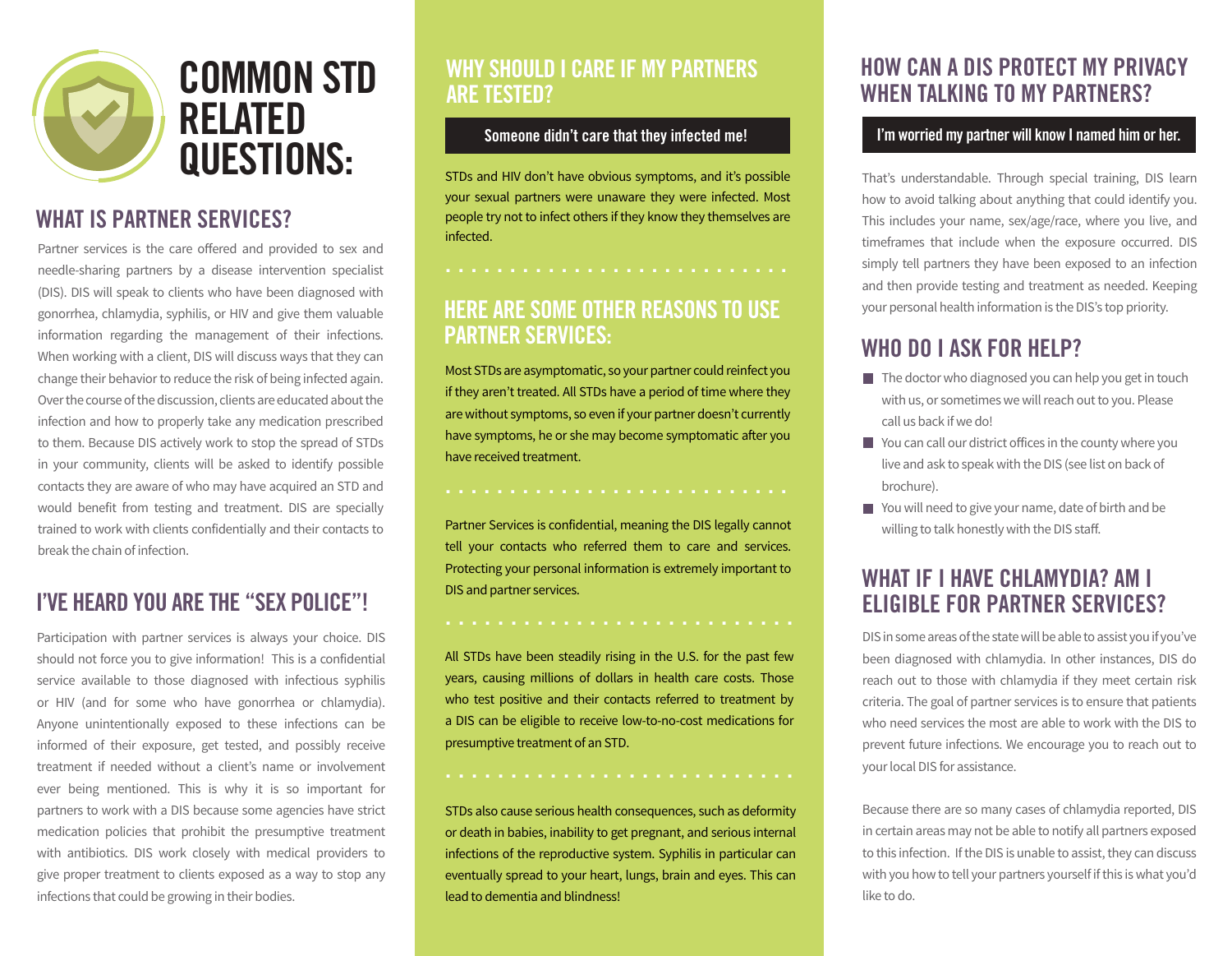# COMMON STD RELATED QUESTIONS:

## WHAT IS PARTNER SERVICES?

Partner services is the care offered and provided to sex and needle-sharing partners by a disease intervention specialist (DIS). DIS will speak to clients who have been diagnosed with gonorrhea, chlamydia, syphilis, or HIV and give them valuable information regarding the management of their infections. When working with a client, DIS will discuss ways that they can change their behavior to reduce the risk of being infected again. Over the course of the discussion, clients are educated about the infection and how to properly take any medication prescribed to them. Because DIS actively work to stop the spread of STDs in your community, clients will be asked to identify possible contacts they are aware of who may have acquired an STD and would benefit from testing and treatment. DIS are specially trained to work with clients confidentially and their contacts to break the chain of infection.

## I'VE HEARD YOU ARE THE "SEX POLICE"!

Participation with partner services is always your choice. DIS should not force you to give information! This is a confidential service available to those diagnosed with infectious syphilis or HIV (and for some who have gonorrhea or chlamydia). Anyone unintentionally exposed to these infections can be informed of their exposure, get tested, and possibly receive treatment if needed without a client's name or involvement ever being mentioned. This is why it is so important for partners to work with a DIS because some agencies have strict medication policies that prohibit the presumptive treatment with antibiotics. DIS work closely with medical providers to give proper treatment to clients exposed as a way to stop any infections that could be growing in their bodies.

## WHY SHOULD I CARE IF MY PARTNERS ARE TESTED?

**Someone didn't care that they infected me!**

STDs and HIV don't have obvious symptoms, and it's possible your sexual partners were unaware they were infected. Most people try not to infect others if they know they themselves are infected.

## HERE ARE SOME OTHER REASONS TO USE PARTNER SERVICES:

Most STDs are asymptomatic, so your partner could reinfect you if they aren't treated. All STDs have a period of time where they are without symptoms, so even if your partner doesn't currently have symptoms, he or she may become symptomatic after you have received treatment.

Partner Services is confidential, meaning the DIS legally cannot tell your contacts who referred them to care and services. Protecting your personal information is extremely important to DIS and partner services.

All STDs have been steadily rising in the U.S. for the past few years, causing millions of dollars in health care costs. Those who test positive and their contacts referred to treatment by a DIS can be eligible to receive low-to-no-cost medications for presumptive treatment of an STD.

STDs also cause serious health consequences, such as deformity or death in babies, inability to get pregnant, and serious internal infections of the reproductive system. Syphilis in particular can eventually spread to your heart, lungs, brain and eyes. This can lead to dementia and blindness!

## HOW CAN A DIS PROTECT MY PRIVACY WHEN TALKING TO MY PARTNERS?

**I'm worried my partner will know I named him or her.**

That's understandable. Through special training, DIS learn how to avoid talking about anything that could identify you. This includes your name, sex/age/race, where you live, and timeframes that include when the exposure occurred. DIS simply tell partners they have been exposed to an infection and then provide testing and treatment as needed. Keeping your personal health information is the DIS's top priority.

## WHO DO I ASK FOR HELP?

- The doctor who diagnosed you can help you get in touch with us, or sometimes we will reach out to you. Please call us back if we do!
- You can call our district offices in the county where you live and ask to speak with the DIS (see list on back of brochure).
- You will need to give your name, date of birth and be willing to talk honestly with the DIS staff.

## WHAT IF I HAVE CHLAMYDIA? AM I ELIGIBLE FOR PARTNER SERVICES?

DIS in some areas of the state will be able to assist you if you've been diagnosed with chlamydia. In other instances, DIS do reach out to those with chlamydia if they meet certain risk criteria. The goal of partner services is to ensure that patients who need services the most are able to work with the DIS to prevent future infections. We encourage you to reach out to your local DIS for assistance.

Because there are so many cases of chlamydia reported, DIS in certain areas may not be able to notify all partners exposed to this infection. If the DIS is unable to assist, they can discuss with you how to tell your partners yourself if this is what you'd like to do.